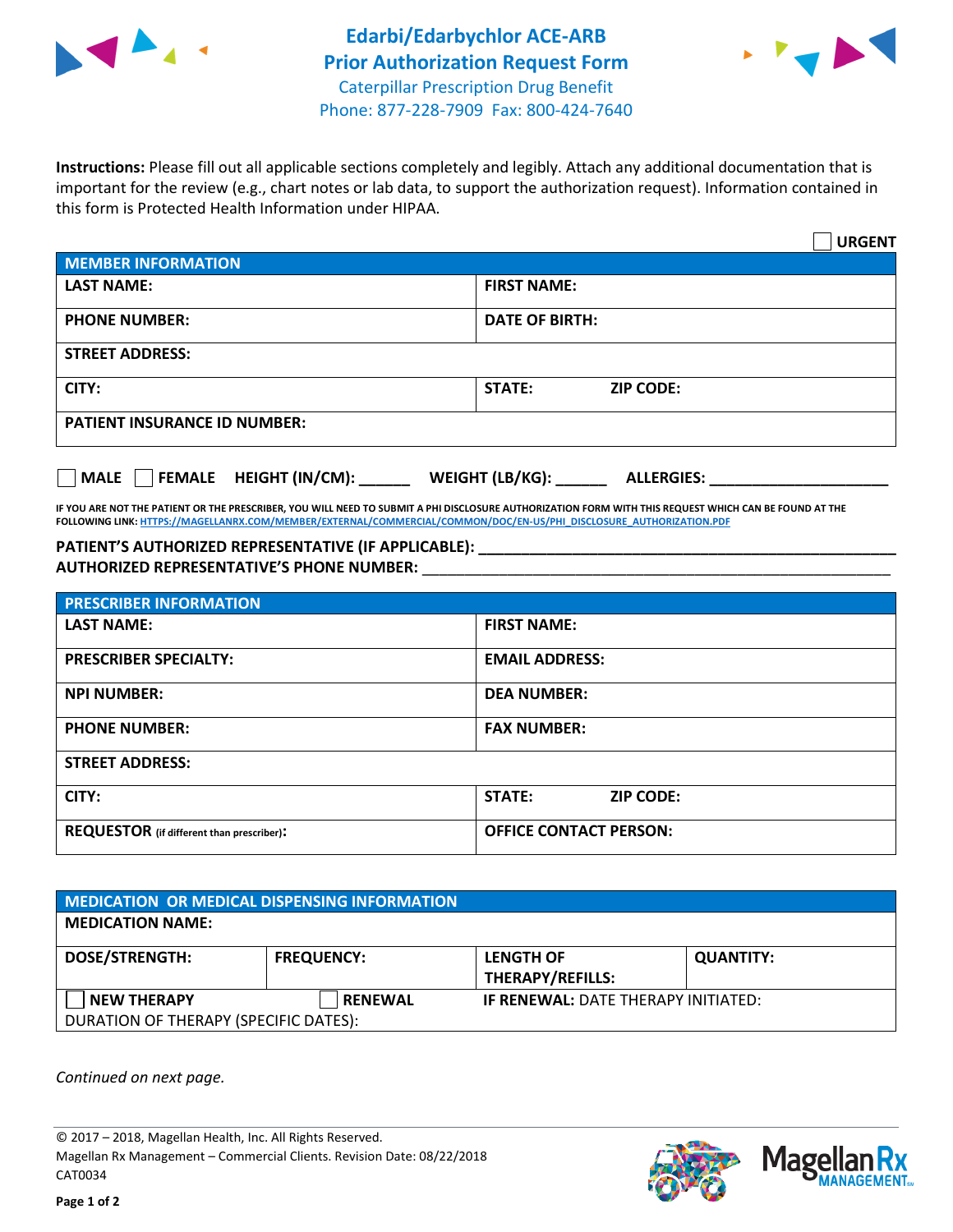# Edarbi/Edarbychlor ACE-ARB Prior Authorization Request Form

Caterpillar Prescription Drug Benefit
Phone: 877-228-7909 Fax: 800-424-7640

**Instructions:** Please fill out all applicable sections completely and legibly. Attach any additional documentation that is important for the review (e.g., chart notes or lab data, to support the authorization request). Information contained in this form is Protected Health Information under HIPAA.

☐ **URGENT**

| MEMBER INFORMATION | |
|---|---|
| **LAST NAME:** | **FIRST NAME:** |
| **PHONE NUMBER:** | **DATE OF BIRTH:** |
| **STREET ADDRESS:** | |
| **CITY:** | **STATE:** **ZIP CODE:** |
| **PATIENT INSURANCE ID NUMBER:** | |

☐ **MALE** ☐ **FEMALE** **HEIGHT (IN/CM):** ______ **WEIGHT (LB/KG):** ______ **ALLERGIES:** ____________________

**IF YOU ARE NOT THE PATIENT OR THE PRESCRIBER, YOU WILL NEED TO SUBMIT A PHI DISCLOSURE AUTHORIZATION FORM WITH THIS REQUEST WHICH CAN BE FOUND AT THE FOLLOWING LINK: HTTPS://MAGELLANRX.COM/MEMBER/EXTERNAL/COMMERCIAL/COMMON/DOC/EN-US/PHI_DISCLOSURE_AUTHORIZATION.PDF**

**PATIENT'S AUTHORIZED REPRESENTATIVE (IF APPLICABLE):** ____________________
**AUTHORIZED REPRESENTATIVE'S PHONE NUMBER:** ____________________

| PRESCRIBER INFORMATION | |
|---|---|
| **LAST NAME:** | **FIRST NAME:** |
| **PRESCRIBER SPECIALTY:** | **EMAIL ADDRESS:** |
| **NPI NUMBER:** | **DEA NUMBER:** |
| **PHONE NUMBER:** | **FAX NUMBER:** |
| **STREET ADDRESS:** | |
| **CITY:** | **STATE:** **ZIP CODE:** |
| **REQUESTOR** (if different than prescriber)**:** | **OFFICE CONTACT PERSON:** |

| MEDICATION OR MEDICAL DISPENSING INFORMATION | | | |
|---|---|---|---|
| **MEDICATION NAME:** | | | |
| **DOSE/STRENGTH:** | **FREQUENCY:** | **LENGTH OF THERAPY/REFILLS:** | **QUANTITY:** |
| ☐ **NEW THERAPY** | ☐ **RENEWAL** | **IF RENEWAL:** DATE THERAPY INITIATED: | |
| DURATION OF THERAPY (SPECIFIC DATES): | | | |

*Continued on next page.*

© 2017 – 2018, Magellan Health, Inc. All Rights Reserved.
Magellan Rx Management – Commercial Clients. Revision Date: 08/22/2018
CAT0034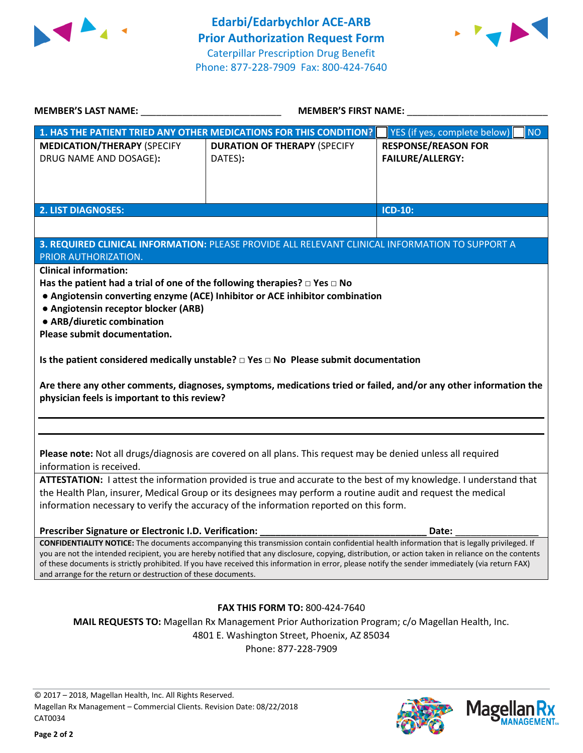# Edarbi/Edarbychlor ACE-ARB Prior Authorization Request Form

Caterpillar Prescription Drug Benefit

Phone: 877-228-7909 Fax: 800-424-7640

**MEMBER'S LAST NAME:** ___________________________ **MEMBER'S FIRST NAME:** ___________________________

| **1. HAS THE PATIENT TRIED ANY OTHER MEDICATIONS FOR THIS CONDITION?** | | ☐ YES (if yes, complete below) ☐ NO |
|---|---|---|
| **MEDICATION/THERAPY** (SPECIFY DRUG NAME AND DOSAGE)**:** | **DURATION OF THERAPY** (SPECIFY DATES)**:** | **RESPONSE/REASON FOR FAILURE/ALLERGY:** |
| | | |

| **2. LIST DIAGNOSES:** | **ICD-10:** |
|---|---|
| | |

**3. REQUIRED CLINICAL INFORMATION:** PLEASE PROVIDE ALL RELEVANT CLINICAL INFORMATION TO SUPPORT A PRIOR AUTHORIZATION.

**Clinical information:**

**Has the patient had a trial of one of the following therapies? □ Yes □ No**

- **Angiotensin converting enzyme (ACE) Inhibitor or ACE inhibitor combination**
- **Angiotensin receptor blocker (ARB)**
- **ARB/diuretic combination**

**Please submit documentation.**

**Is the patient considered medically unstable? □ Yes □ No Please submit documentation**

**Are there any other comments, diagnoses, symptoms, medications tried or failed, and/or any other information the physician feels is important to this review?**

_______________________________________________

_______________________________________________

**Please note:** Not all drugs/diagnosis are covered on all plans. This request may be denied unless all required information is received.

**ATTESTATION:** I attest the information provided is true and accurate to the best of my knowledge. I understand that the Health Plan, insurer, Medical Group or its designees may perform a routine audit and request the medical information necessary to verify the accuracy of the information reported on this form.

**Prescriber Signature or Electronic I.D. Verification:** ________________________________ **Date:** ________________

**CONFIDENTIALITY NOTICE:** The documents accompanying this transmission contain confidential health information that is legally privileged. If you are not the intended recipient, you are hereby notified that any disclosure, copying, distribution, or action taken in reliance on the contents of these documents is strictly prohibited. If you have received this information in error, please notify the sender immediately (via return FAX) and arrange for the return or destruction of these documents.

**FAX THIS FORM TO:** 800-424-7640

**MAIL REQUESTS TO:** Magellan Rx Management Prior Authorization Program; c/o Magellan Health, Inc.
4801 E. Washington Street, Phoenix, AZ 85034
Phone: 877-228-7909

© 2017 – 2018, Magellan Health, Inc. All Rights Reserved.
Magellan Rx Management – Commercial Clients. Revision Date: 08/22/2018
CAT0034